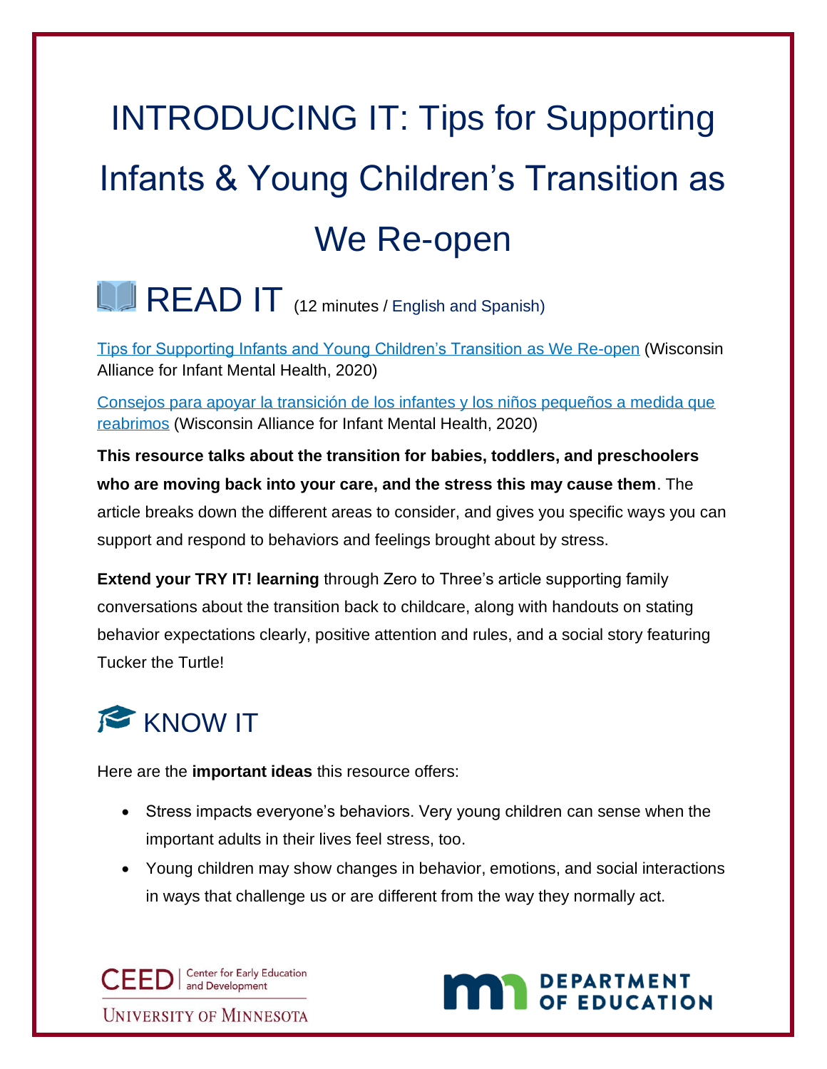# INTRODUCING IT: Tips for Supporting Infants & Young Children's Transition as We Re-open

## READ IT (12 minutes / English and Spanish)

[Tips for Supporting Infants and Young Children's Transition as We Re-open](#) (Wisconsin Alliance for Infant Mental Health, 2020)

[Consejos para apoyar la transición de los infantes y los niños pequeños a medida que reabrimos](#) (Wisconsin Alliance for Infant Mental Health, 2020)

**This resource talks about the transition for babies, toddlers, and preschoolers who are moving back into your care, and the stress this may cause them**. The article breaks down the different areas to consider, and gives you specific ways you can support and respond to behaviors and feelings brought about by stress.

**Extend your TRY IT! learning** through Zero to Three's article supporting family conversations about the transition back to childcare, along with handouts on stating behavior expectations clearly, positive attention and rules, and a social story featuring Tucker the Turtle!

## KNOW IT

Here are the **important ideas** this resource offers:

- Stress impacts everyone's behaviors. Very young children can sense when the important adults in their lives feel stress, too.
- Young children may show changes in behavior, emotions, and social interactions in ways that challenge us or are different from the way they normally act.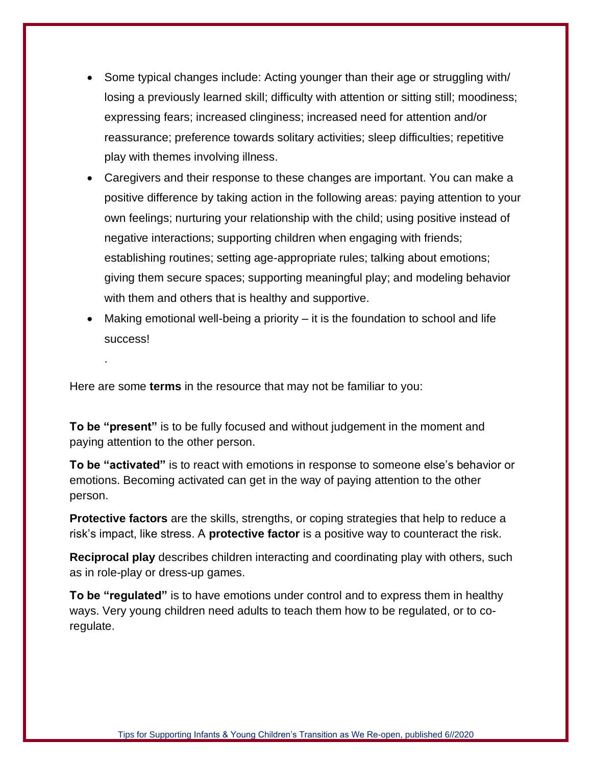- Some typical changes include: Acting younger than their age or struggling with/ losing a previously learned skill; difficulty with attention or sitting still; moodiness; expressing fears; increased clinginess; increased need for attention and/or reassurance; preference towards solitary activities; sleep difficulties; repetitive play with themes involving illness.
- Caregivers and their response to these changes are important. You can make a positive difference by taking action in the following areas: paying attention to your own feelings; nurturing your relationship with the child; using positive instead of negative interactions; supporting children when engaging with friends; establishing routines; setting age-appropriate rules; talking about emotions; giving them secure spaces; supporting meaningful play; and modeling behavior with them and others that is healthy and supportive.
- Making emotional well-being a priority – it is the foundation to school and life success!

.

Here are some **terms** in the resource that may not be familiar to you:

**To be "present"** is to be fully focused and without judgement in the moment and paying attention to the other person.

**To be "activated"** is to react with emotions in response to someone else's behavior or emotions. Becoming activated can get in the way of paying attention to the other person.

**Protective factors** are the skills, strengths, or coping strategies that help to reduce a risk's impact, like stress. A **protective factor** is a positive way to counteract the risk.

**Reciprocal play** describes children interacting and coordinating play with others, such as in role-play or dress-up games.

**To be "regulated"** is to have emotions under control and to express them in healthy ways. Very young children need adults to teach them how to be regulated, or to co-regulate.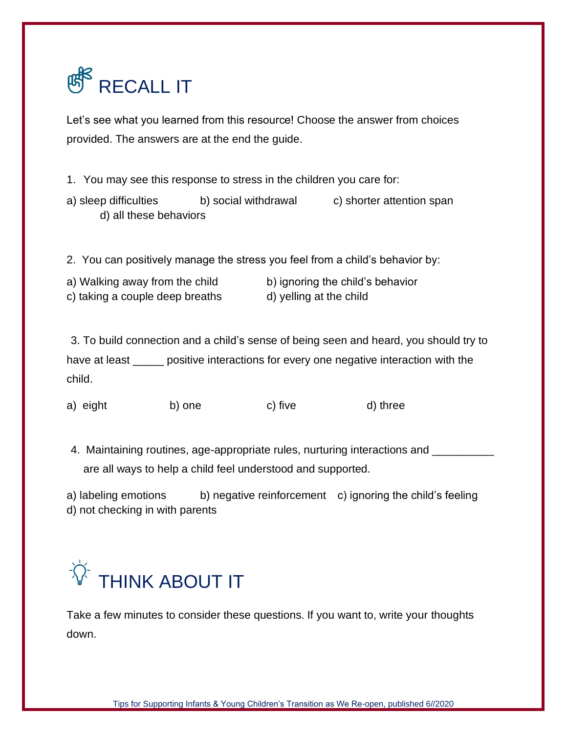# RECALL IT

Let's see what you learned from this resource! Choose the answer from choices provided. The answers are at the end the guide.

1. You may see this response to stress in the children you care for:

a) sleep difficulties b) social withdrawal c) shorter attention span d) all these behaviors

2. You can positively manage the stress you feel from a child's behavior by:

a) Walking away from the child
b) ignoring the child's behavior
c) taking a couple deep breaths
d) yelling at the child

3. To build connection and a child's sense of being seen and heard, you should try to have at least _____ positive interactions for every one negative interaction with the child.

a) eight b) one c) five d) three

4. Maintaining routines, age-appropriate rules, nurturing interactions and __________ are all ways to help a child feel understood and supported.

a) labeling emotions b) negative reinforcement c) ignoring the child's feeling d) not checking in with parents

# THINK ABOUT IT

Take a few minutes to consider these questions. If you want to, write your thoughts down.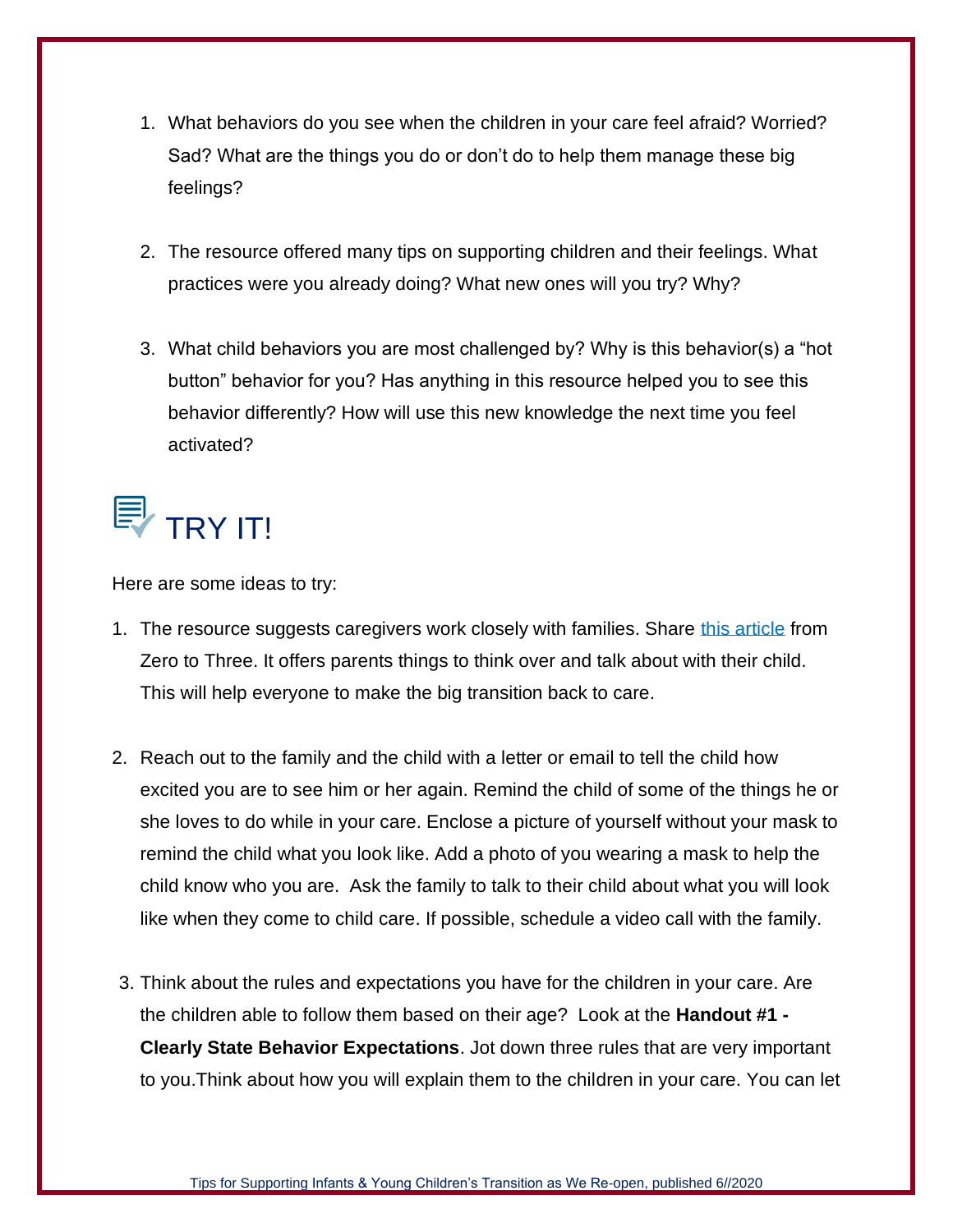1. What behaviors do you see when the children in your care feel afraid? Worried? Sad? What are the things you do or don't do to help them manage these big feelings?

2. The resource offered many tips on supporting children and their feelings. What practices were you already doing? What new ones will you try? Why?

3. What child behaviors you are most challenged by? Why is this behavior(s) a "hot button" behavior for you? Has anything in this resource helped you to see this behavior differently? How will use this new knowledge the next time you feel activated?

## TRY IT!

Here are some ideas to try:

1. The resource suggests caregivers work closely with families. Share [this article]() from Zero to Three. It offers parents things to think over and talk about with their child. This will help everyone to make the big transition back to care.

2. Reach out to the family and the child with a letter or email to tell the child how excited you are to see him or her again. Remind the child of some of the things he or she loves to do while in your care. Enclose a picture of yourself without your mask to remind the child what you look like. Add a photo of you wearing a mask to help the child know who you are. Ask the family to talk to their child about what you will look like when they come to child care. If possible, schedule a video call with the family.

3. Think about the rules and expectations you have for the children in your care. Are the children able to follow them based on their age? Look at the **Handout #1 - Clearly State Behavior Expectations**. Jot down three rules that are very important to you.Think about how you will explain them to the children in your care. You can let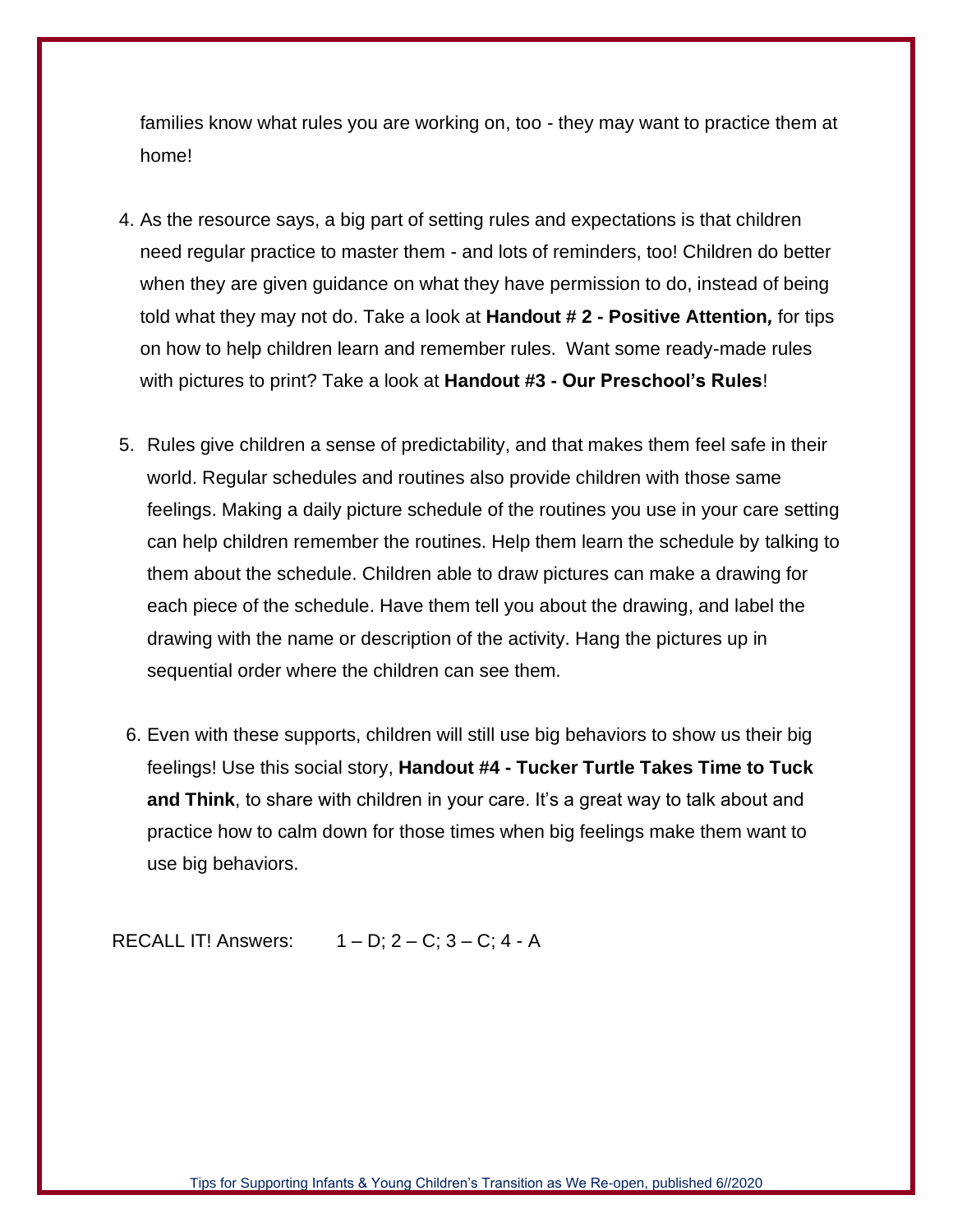families know what rules you are working on, too - they may want to practice them at home!

4. As the resource says, a big part of setting rules and expectations is that children need regular practice to master them - and lots of reminders, too! Children do better when they are given guidance on what they have permission to do, instead of being told what they may not do. Take a look at **Handout # 2 - Positive Attention,** for tips on how to help children learn and remember rules. Want some ready-made rules with pictures to print? Take a look at **Handout #3 - Our Preschool's Rules**!

5. Rules give children a sense of predictability, and that makes them feel safe in their world. Regular schedules and routines also provide children with those same feelings. Making a daily picture schedule of the routines you use in your care setting can help children remember the routines. Help them learn the schedule by talking to them about the schedule. Children able to draw pictures can make a drawing for each piece of the schedule. Have them tell you about the drawing, and label the drawing with the name or description of the activity. Hang the pictures up in sequential order where the children can see them.

6. Even with these supports, children will still use big behaviors to show us their big feelings! Use this social story, **Handout #4 - Tucker Turtle Takes Time to Tuck and Think**, to share with children in your care. It's a great way to talk about and practice how to calm down for those times when big feelings make them want to use big behaviors.

RECALL IT! Answers: 1 – D; 2 – C; 3 – C; 4 - A